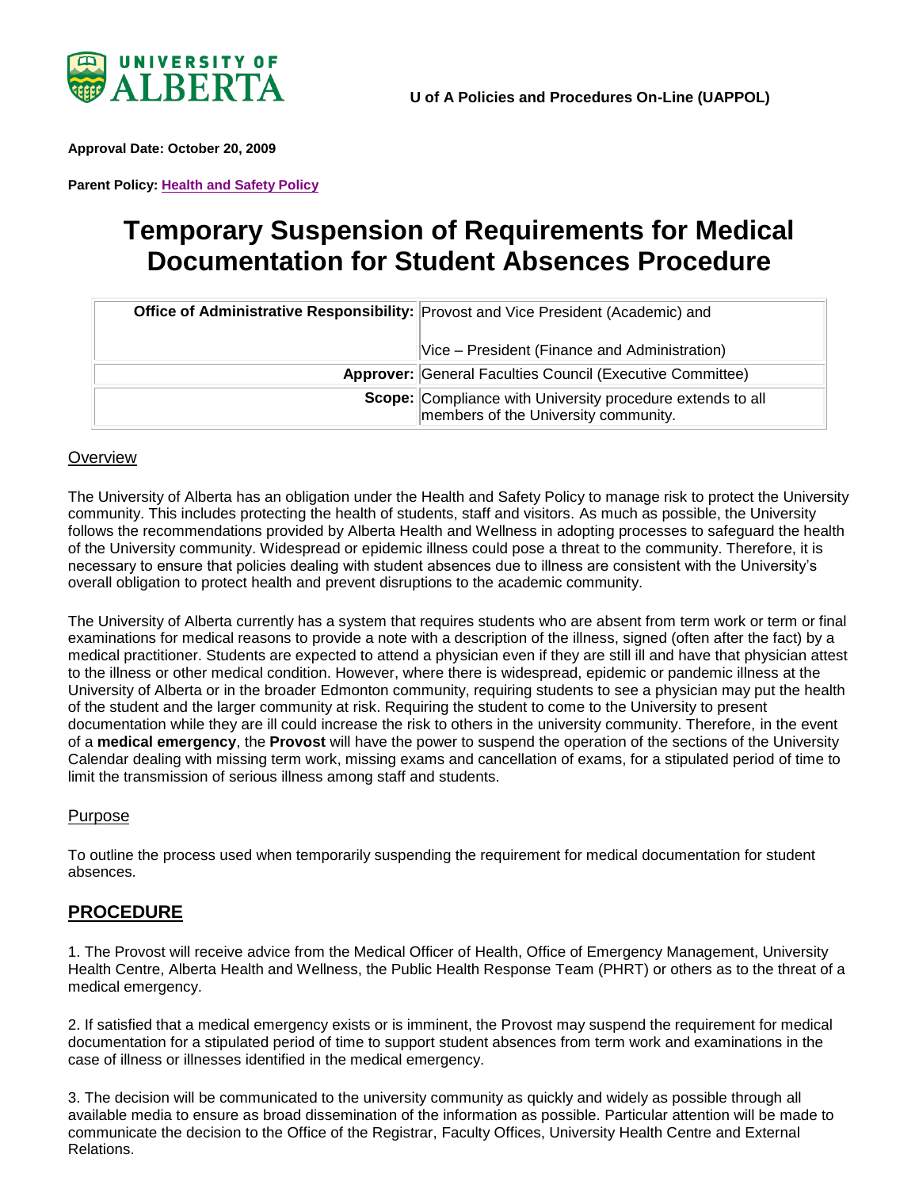UNIVERSITY OF ALBERTA

U of A Policies and Procedures On-Line (UAPPOL)

**Approval Date: October 20, 2009**

**Parent Policy: Health and Safety Policy**

# Temporary Suspension of Requirements for Medical Documentation for Student Absences Procedure

| | |
|---|---|
| **Office of Administrative Responsibility:** | Provost and Vice President (Academic) and<br><br>Vice – President (Finance and Administration) |
| **Approver:** | General Faculties Council (Executive Committee) |
| **Scope:** | Compliance with University procedure extends to all members of the University community. |

## Overview

The University of Alberta has an obligation under the Health and Safety Policy to manage risk to protect the University community. This includes protecting the health of students, staff and visitors. As much as possible, the University follows the recommendations provided by Alberta Health and Wellness in adopting processes to safeguard the health of the University community. Widespread or epidemic illness could pose a threat to the community. Therefore, it is necessary to ensure that policies dealing with student absences due to illness are consistent with the University's overall obligation to protect health and prevent disruptions to the academic community.

The University of Alberta currently has a system that requires students who are absent from term work or term or final examinations for medical reasons to provide a note with a description of the illness, signed (often after the fact) by a medical practitioner. Students are expected to attend a physician even if they are still ill and have that physician attest to the illness or other medical condition. However, where there is widespread, epidemic or pandemic illness at the University of Alberta or in the broader Edmonton community, requiring students to see a physician may put the health of the student and the larger community at risk. Requiring the student to come to the University to present documentation while they are ill could increase the risk to others in the university community. Therefore, in the event of a **medical emergency**, the **Provost** will have the power to suspend the operation of the sections of the University Calendar dealing with missing term work, missing exams and cancellation of exams, for a stipulated period of time to limit the transmission of serious illness among staff and students.

## Purpose

To outline the process used when temporarily suspending the requirement for medical documentation for student absences.

## PROCEDURE

1. The Provost will receive advice from the Medical Officer of Health, Office of Emergency Management, University Health Centre, Alberta Health and Wellness, the Public Health Response Team (PHRT) or others as to the threat of a medical emergency.

2. If satisfied that a medical emergency exists or is imminent, the Provost may suspend the requirement for medical documentation for a stipulated period of time to support student absences from term work and examinations in the case of illness or illnesses identified in the medical emergency.

3. The decision will be communicated to the university community as quickly and widely as possible through all available media to ensure as broad dissemination of the information as possible. Particular attention will be made to communicate the decision to the Office of the Registrar, Faculty Offices, University Health Centre and External Relations.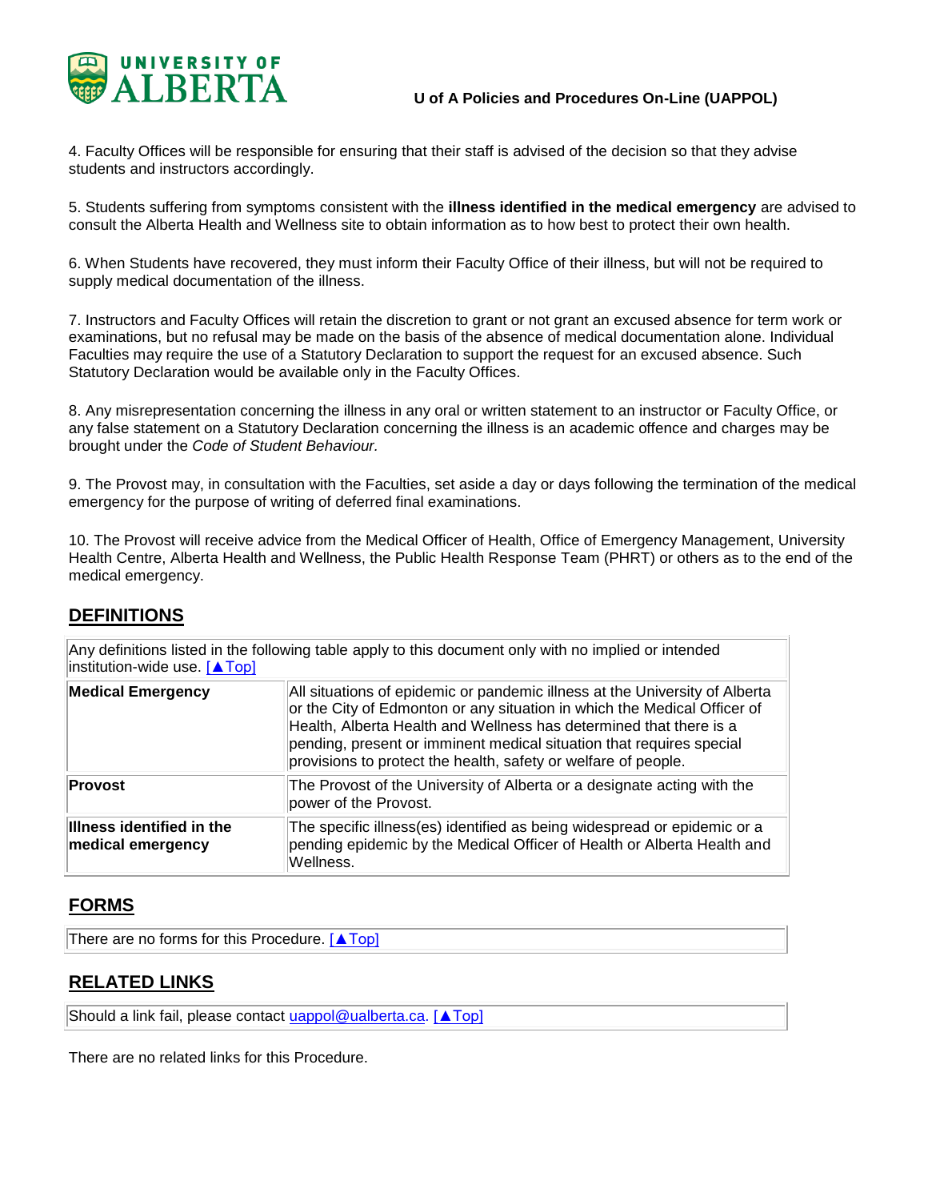4. Faculty Offices will be responsible for ensuring that their staff is advised of the decision so that they advise students and instructors accordingly.

5. Students suffering from symptoms consistent with the **illness identified in the medical emergency** are advised to consult the Alberta Health and Wellness site to obtain information as to how best to protect their own health.

6. When Students have recovered, they must inform their Faculty Office of their illness, but will not be required to supply medical documentation of the illness.

7. Instructors and Faculty Offices will retain the discretion to grant or not grant an excused absence for term work or examinations, but no refusal may be made on the basis of the absence of medical documentation alone. Individual Faculties may require the use of a Statutory Declaration to support the request for an excused absence. Such Statutory Declaration would be available only in the Faculty Offices.

8. Any misrepresentation concerning the illness in any oral or written statement to an instructor or Faculty Office, or any false statement on a Statutory Declaration concerning the illness is an academic offence and charges may be brought under the *Code of Student Behaviour*.

9. The Provost may, in consultation with the Faculties, set aside a day or days following the termination of the medical emergency for the purpose of writing of deferred final examinations.

10. The Provost will receive advice from the Medical Officer of Health, Office of Emergency Management, University Health Centre, Alberta Health and Wellness, the Public Health Response Team (PHRT) or others as to the end of the medical emergency.

## DEFINITIONS

| Any definitions listed in the following table apply to this document only with no implied or intended institution-wide use. [▲Top] | |
|---|---|
| **Medical Emergency** | All situations of epidemic or pandemic illness at the University of Alberta or the City of Edmonton or any situation in which the Medical Officer of Health, Alberta Health and Wellness has determined that there is a pending, present or imminent medical situation that requires special provisions to protect the health, safety or welfare of people. |
| **Provost** | The Provost of the University of Alberta or a designate acting with the power of the Provost. |
| **Illness identified in the medical emergency** | The specific illness(es) identified as being widespread or epidemic or a pending epidemic by the Medical Officer of Health or Alberta Health and Wellness. |

## FORMS

There are no forms for this Procedure. [▲Top]

## RELATED LINKS

Should a link fail, please contact uappol@ualberta.ca. [▲Top]

There are no related links for this Procedure.